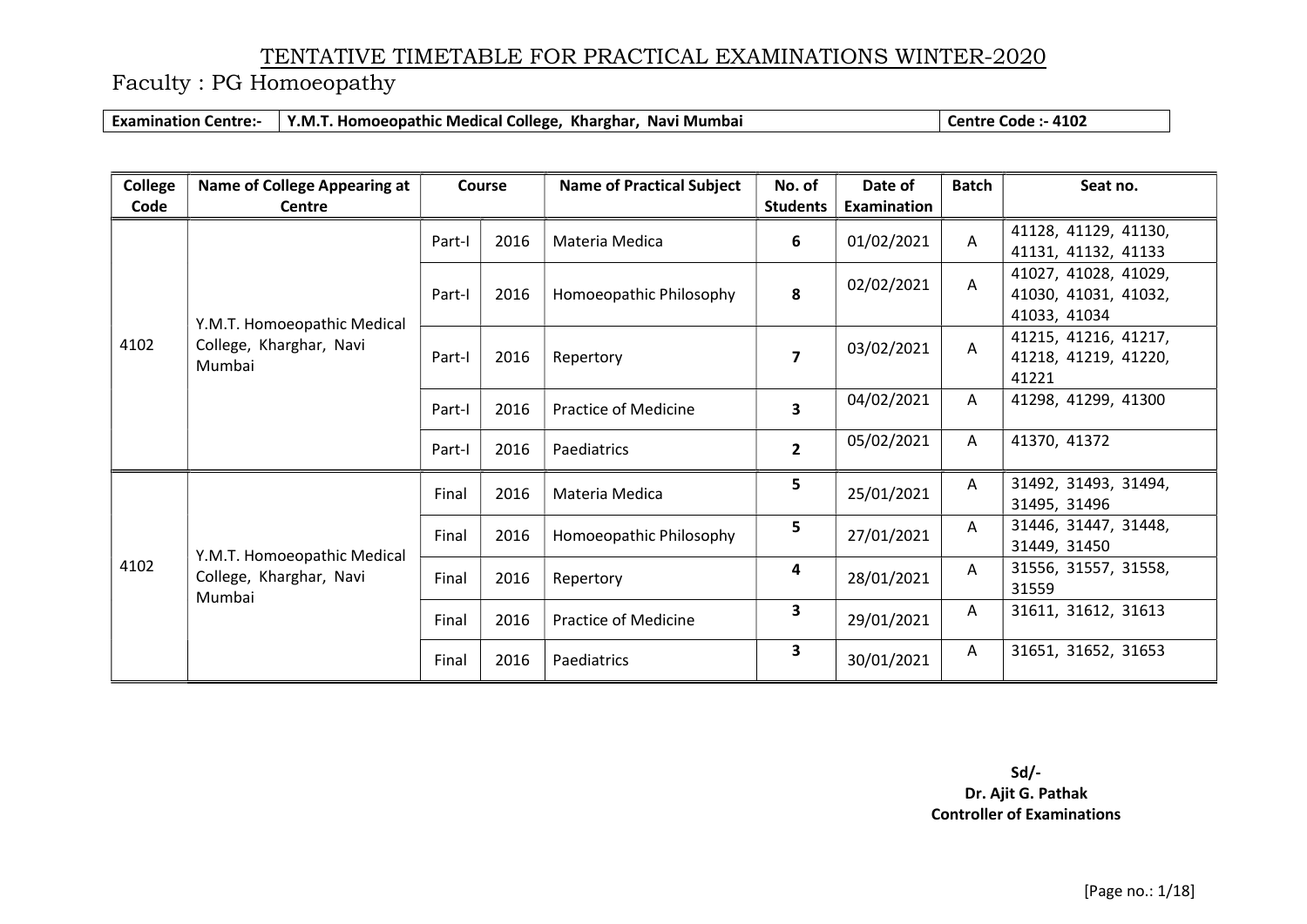# TENTATIVE TIMETABLE FOR PRACTICAL EXAMINATIONS WINTER-2020

## Faculty : PG Homoeopathy

| Examination Centre:- | Y.M.T. Homoeopathic Medical College, Kharghar, Navi Mumbai | Centre Code :- 4102 |
|---|---|---|

| College Code | Name of College Appearing at Centre | Course | | Name of Practical Subject | No. of Students | Date of Examination | Batch | Seat no. |
|---|---|---|---|---|---|---|---|---|
| 4102 | Y.M.T. Homoeopathic Medical College, Kharghar, Navi Mumbai | Part-I | 2016 | Materia Medica | **6** | 01/02/2021 | A | 41128, 41129, 41130, 41131, 41132, 41133 |
| | | Part-I | 2016 | Homoeopathic Philosophy | **8** | 02/02/2021 | A | 41027, 41028, 41029, 41030, 41031, 41032, 41033, 41034 |
| | | Part-I | 2016 | Repertory | **7** | 03/02/2021 | A | 41215, 41216, 41217, 41218, 41219, 41220, 41221 |
| | | Part-I | 2016 | Practice of Medicine | **3** | 04/02/2021 | A | 41298, 41299, 41300 |
| | | Part-I | 2016 | Paediatrics | **2** | 05/02/2021 | A | 41370, 41372 |
| 4102 | Y.M.T. Homoeopathic Medical College, Kharghar, Navi Mumbai | Final | 2016 | Materia Medica | **5** | 25/01/2021 | A | 31492, 31493, 31494, 31495, 31496 |
| | | Final | 2016 | Homoeopathic Philosophy | **5** | 27/01/2021 | A | 31446, 31447, 31448, 31449, 31450 |
| | | Final | 2016 | Repertory | **4** | 28/01/2021 | A | 31556, 31557, 31558, 31559 |
| | | Final | 2016 | Practice of Medicine | **3** | 29/01/2021 | A | 31611, 31612, 31613 |
| | | Final | 2016 | Paediatrics | **3** | 30/01/2021 | A | 31651, 31652, 31653 |

**Sd/-**
**Dr. Ajit G. Pathak**
**Controller of Examinations**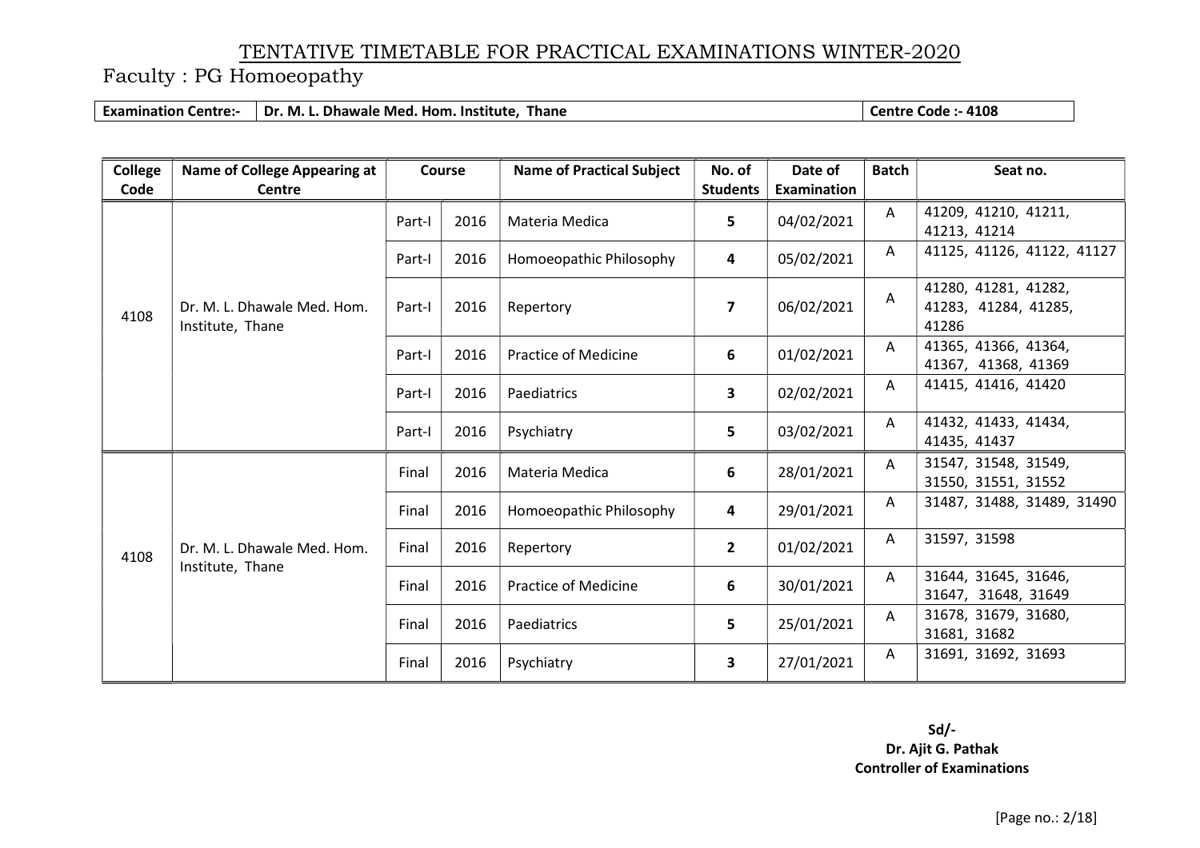# TENTATIVE TIMETABLE FOR PRACTICAL EXAMINATIONS WINTER-2020

Faculty : PG Homoeopathy

| **Examination Centre:-** | **Dr. M. L. Dhawale Med. Hom. Institute, Thane** | **Centre Code :- 4108** |
|---|---|---|

| College Code | Name of College Appearing at Centre | Course | | Name of Practical Subject | No. of Students | Date of Examination | Batch | Seat no. |
|---|---|---|---|---|---|---|---|---|
| 4108 | Dr. M. L. Dhawale Med. Hom. Institute, Thane | Part-I | 2016 | Materia Medica | **5** | 04/02/2021 | A | 41209, 41210, 41211, 41213, 41214 |
| | | Part-I | 2016 | Homoeopathic Philosophy | **4** | 05/02/2021 | A | 41125, 41126, 41122, 41127 |
| | | Part-I | 2016 | Repertory | **7** | 06/02/2021 | A | 41280, 41281, 41282, 41283, 41284, 41285, 41286 |
| | | Part-I | 2016 | Practice of Medicine | **6** | 01/02/2021 | A | 41365, 41366, 41364, 41367, 41368, 41369 |
| | | Part-I | 2016 | Paediatrics | **3** | 02/02/2021 | A | 41415, 41416, 41420 |
| | | Part-I | 2016 | Psychiatry | **5** | 03/02/2021 | A | 41432, 41433, 41434, 41435, 41437 |
| 4108 | Dr. M. L. Dhawale Med. Hom. Institute, Thane | Final | 2016 | Materia Medica | **6** | 28/01/2021 | A | 31547, 31548, 31549, 31550, 31551, 31552 |
| | | Final | 2016 | Homoeopathic Philosophy | **4** | 29/01/2021 | A | 31487, 31488, 31489, 31490 |
| | | Final | 2016 | Repertory | **2** | 01/02/2021 | A | 31597, 31598 |
| | | Final | 2016 | Practice of Medicine | **6** | 30/01/2021 | A | 31644, 31645, 31646, 31647, 31648, 31649 |
| | | Final | 2016 | Paediatrics | **5** | 25/01/2021 | A | 31678, 31679, 31680, 31681, 31682 |
| | | Final | 2016 | Psychiatry | **3** | 27/01/2021 | A | 31691, 31692, 31693 |

**Sd/-**
**Dr. Ajit G. Pathak**
**Controller of Examinations**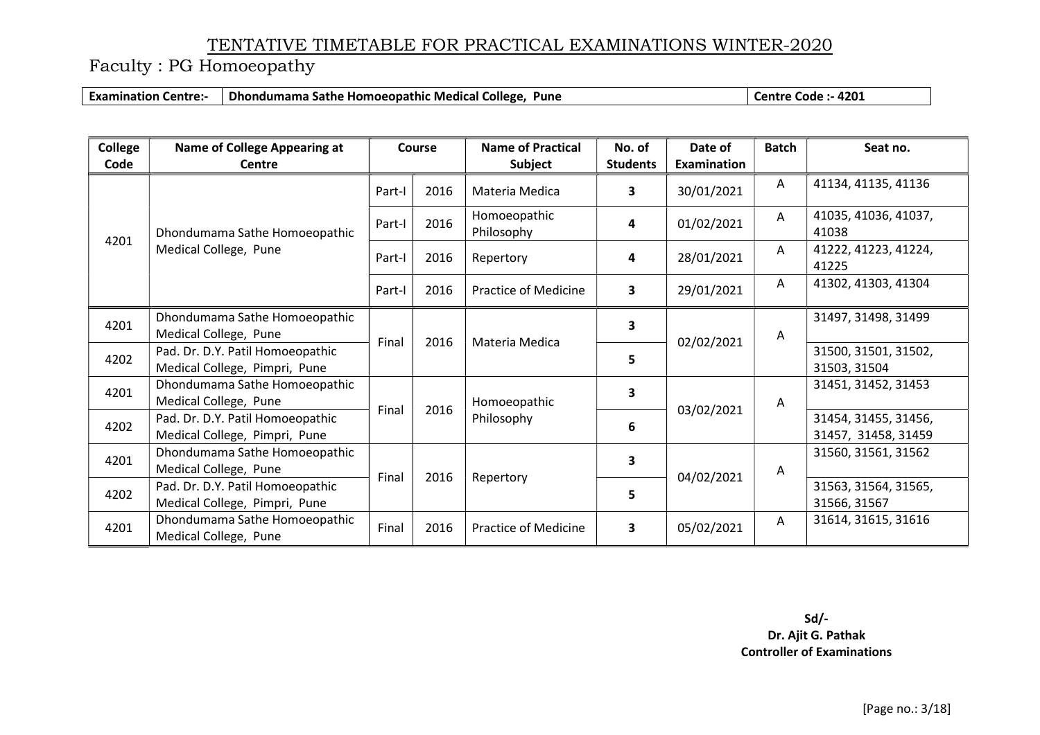# TENTATIVE TIMETABLE FOR PRACTICAL EXAMINATIONS WINTER-2020

## Faculty : PG Homoeopathy

| Examination Centre:- | Dhondumama Sathe Homoeopathic Medical College, Pune | Centre Code :- 4201 |
|---|---|---|

| College Code | Name of College Appearing at Centre | Course | | Name of Practical Subject | No. of Students | Date of Examination | Batch | Seat no. |
|---|---|---|---|---|---|---|---|---|
| 4201 | Dhondumama Sathe Homoeopathic Medical College, Pune | Part-I | 2016 | Materia Medica | **3** | 30/01/2021 | A | 41134, 41135, 41136 |
| | | Part-I | 2016 | Homoeopathic Philosophy | **4** | 01/02/2021 | A | 41035, 41036, 41037, 41038 |
| | | Part-I | 2016 | Repertory | **4** | 28/01/2021 | A | 41222, 41223, 41224, 41225 |
| | | Part-I | 2016 | Practice of Medicine | **3** | 29/01/2021 | A | 41302, 41303, 41304 |
| 4201 | Dhondumama Sathe Homoeopathic Medical College, Pune | Final | 2016 | Materia Medica | **3** | 02/02/2021 | A | 31497, 31498, 31499 |
| 4202 | Pad. Dr. D.Y. Patil Homoeopathic Medical College, Pimpri, Pune | | | | **5** | | | 31500, 31501, 31502, 31503, 31504 |
| 4201 | Dhondumama Sathe Homoeopathic Medical College, Pune | Final | 2016 | Homoeopathic Philosophy | **3** | 03/02/2021 | A | 31451, 31452, 31453 |
| 4202 | Pad. Dr. D.Y. Patil Homoeopathic Medical College, Pimpri, Pune | | | | **6** | | | 31454, 31455, 31456, 31457, 31458, 31459 |
| 4201 | Dhondumama Sathe Homoeopathic Medical College, Pune | Final | 2016 | Repertory | **3** | 04/02/2021 | A | 31560, 31561, 31562 |
| 4202 | Pad. Dr. D.Y. Patil Homoeopathic Medical College, Pimpri, Pune | | | | **5** | | | 31563, 31564, 31565, 31566, 31567 |
| 4201 | Dhondumama Sathe Homoeopathic Medical College, Pune | Final | 2016 | Practice of Medicine | **3** | 05/02/2021 | A | 31614, 31615, 31616 |

**Sd/-**
**Dr. Ajit G. Pathak**
**Controller of Examinations**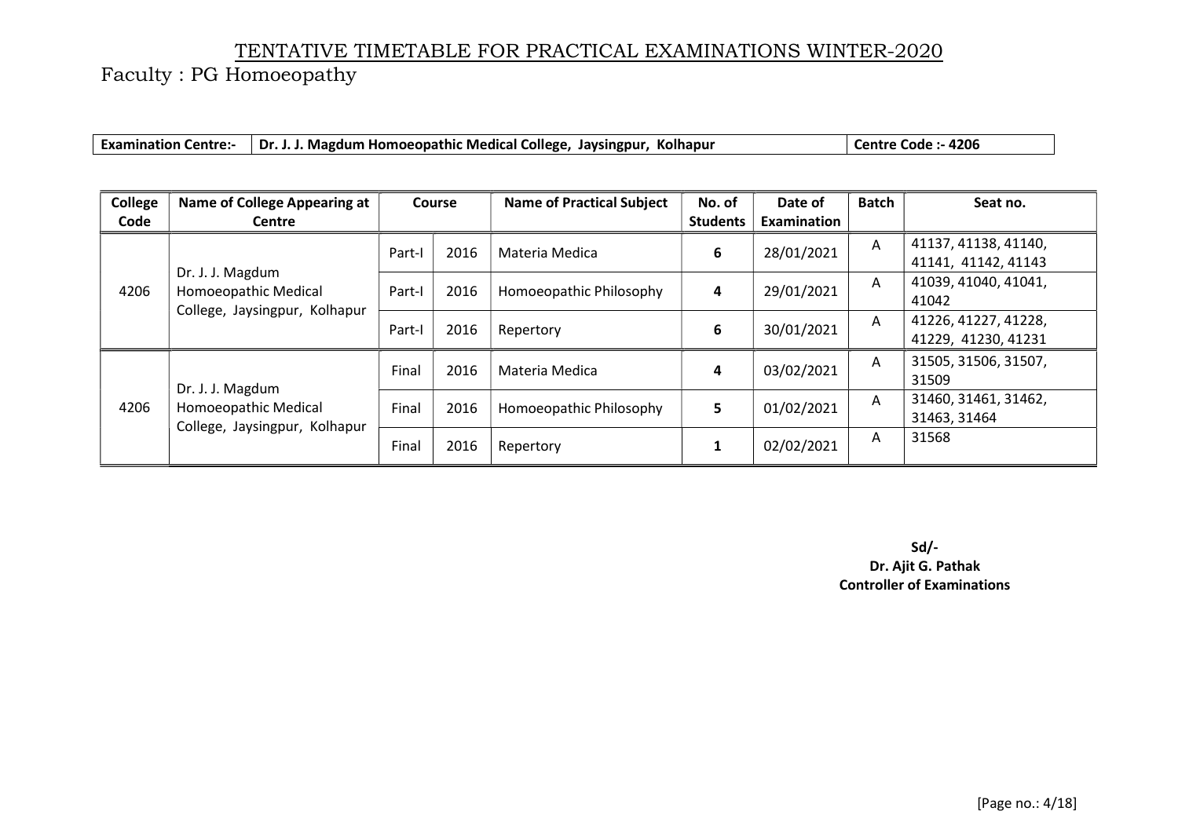# TENTATIVE TIMETABLE FOR PRACTICAL EXAMINATIONS WINTER-2020

Faculty : PG Homoeopathy

| **Examination Centre:-** | **Dr. J. J. Magdum Homoeopathic Medical College, Jaysingpur, Kolhapur** | **Centre Code :- 4206** |
|---|---|---|

| College Code | Name of College Appearing at Centre | Course | | Name of Practical Subject | No. of Students | Date of Examination | Batch | Seat no. |
|---|---|---|---|---|---|---|---|---|
| 4206 | Dr. J. J. Magdum Homoeopathic Medical College, Jaysingpur, Kolhapur | Part-I | 2016 | Materia Medica | **6** | 28/01/2021 | A | 41137, 41138, 41140, 41141, 41142, 41143 |
| | | Part-I | 2016 | Homoeopathic Philosophy | **4** | 29/01/2021 | A | 41039, 41040, 41041, 41042 |
| | | Part-I | 2016 | Repertory | **6** | 30/01/2021 | A | 41226, 41227, 41228, 41229, 41230, 41231 |
| 4206 | Dr. J. J. Magdum Homoeopathic Medical College, Jaysingpur, Kolhapur | Final | 2016 | Materia Medica | **4** | 03/02/2021 | A | 31505, 31506, 31507, 31509 |
| | | Final | 2016 | Homoeopathic Philosophy | **5** | 01/02/2021 | A | 31460, 31461, 31462, 31463, 31464 |
| | | Final | 2016 | Repertory | **1** | 02/02/2021 | A | 31568 |

**Sd/-**
**Dr. Ajit G. Pathak**
**Controller of Examinations**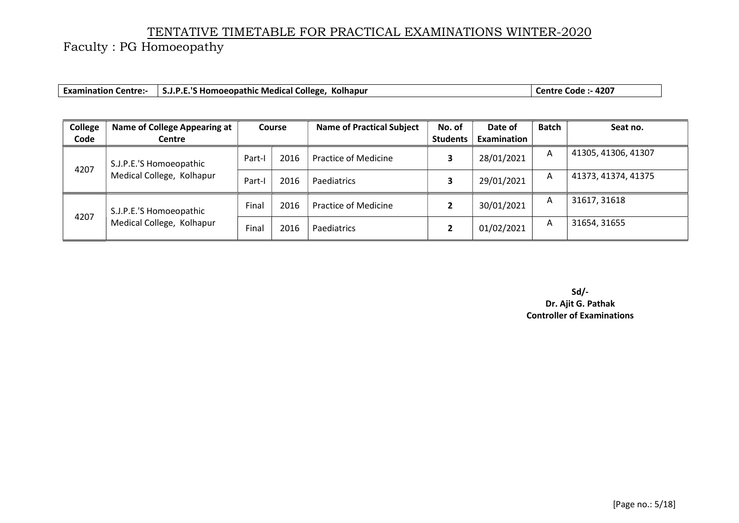# TENTATIVE TIMETABLE FOR PRACTICAL EXAMINATIONS WINTER-2020

Faculty : PG Homoeopathy

| **Examination Centre:-** | **S.J.P.E.'S Homoeopathic Medical College, Kolhapur** | **Centre Code :- 4207** |
|---|---|---|

| College Code | Name of College Appearing at Centre | Course | | Name of Practical Subject | No. of Students | Date of Examination | Batch | Seat no. |
|---|---|---|---|---|---|---|---|---|
| 4207 | S.J.P.E.'S Homoeopathic Medical College, Kolhapur | Part-I | 2016 | Practice of Medicine | **3** | 28/01/2021 | A | 41305, 41306, 41307 |
| | | Part-I | 2016 | Paediatrics | **3** | 29/01/2021 | A | 41373, 41374, 41375 |
| 4207 | S.J.P.E.'S Homoeopathic Medical College, Kolhapur | Final | 2016 | Practice of Medicine | **2** | 30/01/2021 | A | 31617, 31618 |
| | | Final | 2016 | Paediatrics | **2** | 01/02/2021 | A | 31654, 31655 |

**Sd/-**
**Dr. Ajit G. Pathak**
**Controller of Examinations**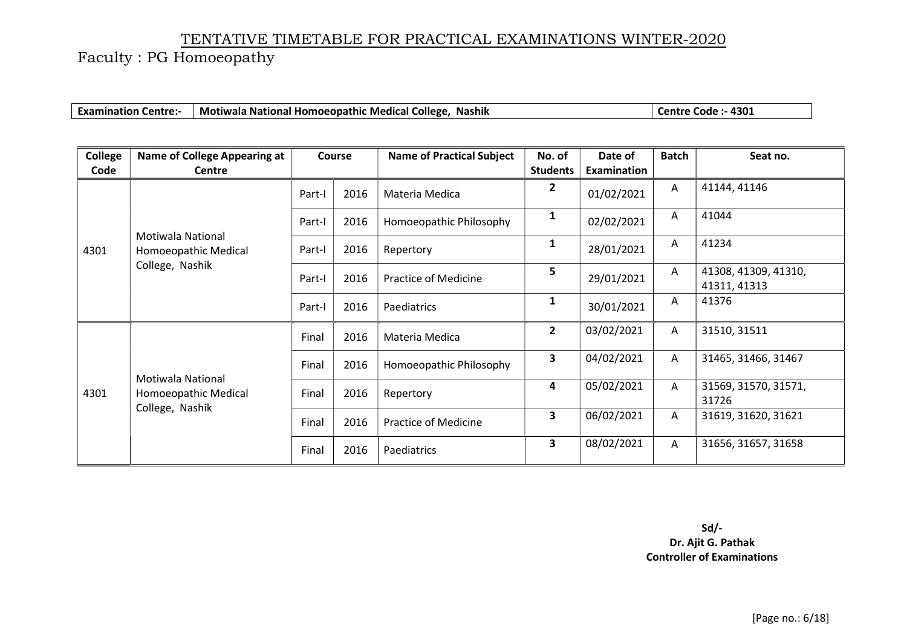# TENTATIVE TIMETABLE FOR PRACTICAL EXAMINATIONS WINTER-2020

Faculty : PG Homoeopathy

| **Examination Centre:-** | **Motiwala National Homoeopathic Medical College, Nashik** | **Centre Code :- 4301** |
|---|---|---|

| College Code | Name of College Appearing at Centre | Course | | Name of Practical Subject | No. of Students | Date of Examination | Batch | Seat no. |
|---|---|---|---|---|---|---|---|---|
| 4301 | Motiwala National Homoeopathic Medical College, Nashik | Part-I | 2016 | Materia Medica | **2** | 01/02/2021 | A | 41144, 41146 |
| | | Part-I | 2016 | Homoeopathic Philosophy | **1** | 02/02/2021 | A | 41044 |
| | | Part-I | 2016 | Repertory | **1** | 28/01/2021 | A | 41234 |
| | | Part-I | 2016 | Practice of Medicine | **5** | 29/01/2021 | A | 41308, 41309, 41310, 41311, 41313 |
| | | Part-I | 2016 | Paediatrics | **1** | 30/01/2021 | A | 41376 |
| 4301 | Motiwala National Homoeopathic Medical College, Nashik | Final | 2016 | Materia Medica | **2** | 03/02/2021 | A | 31510, 31511 |
| | | Final | 2016 | Homoeopathic Philosophy | **3** | 04/02/2021 | A | 31465, 31466, 31467 |
| | | Final | 2016 | Repertory | **4** | 05/02/2021 | A | 31569, 31570, 31571, 31726 |
| | | Final | 2016 | Practice of Medicine | **3** | 06/02/2021 | A | 31619, 31620, 31621 |
| | | Final | 2016 | Paediatrics | **3** | 08/02/2021 | A | 31656, 31657, 31658 |

**Sd/-**
**Dr. Ajit G. Pathak**
**Controller of Examinations**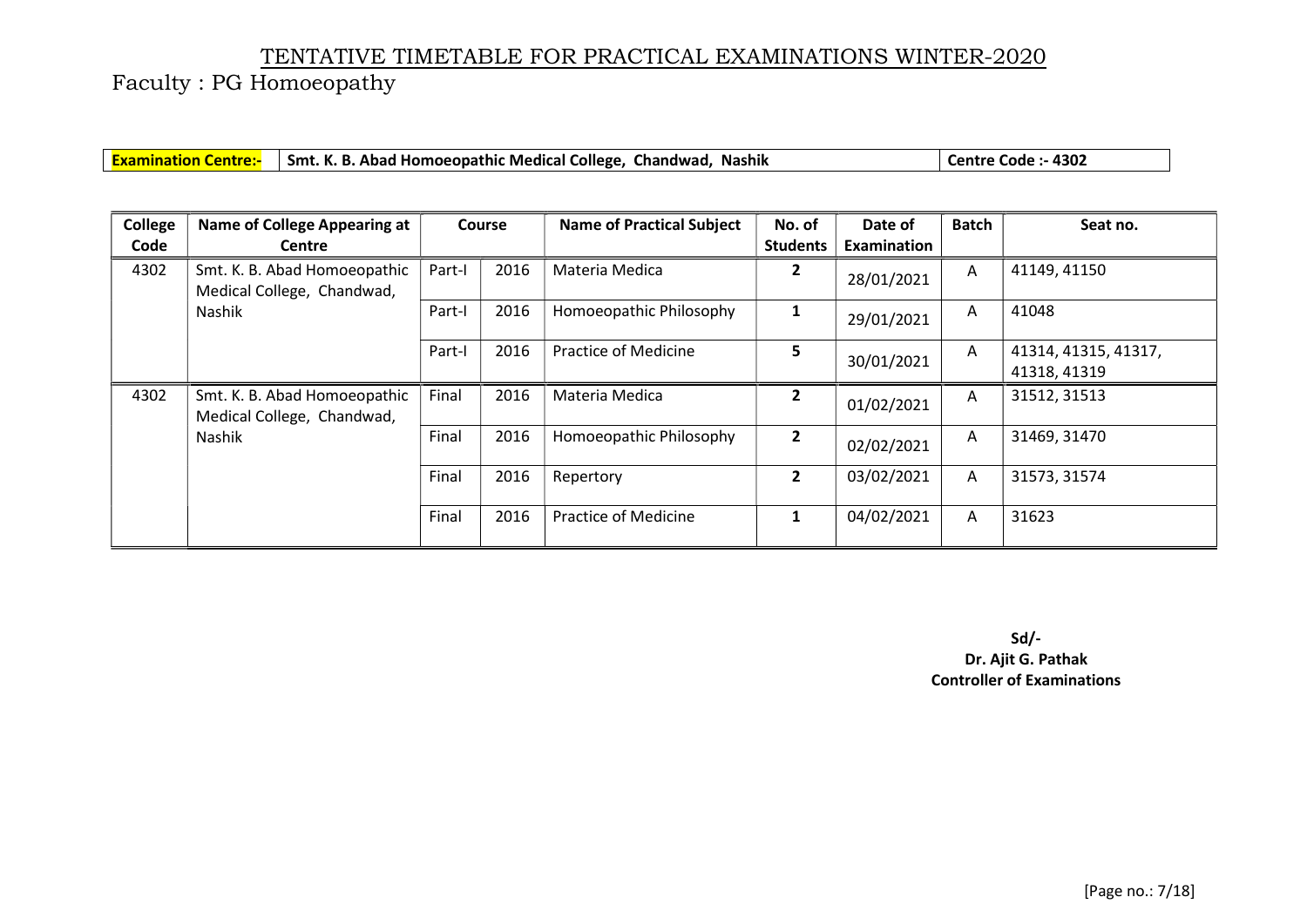# TENTATIVE TIMETABLE FOR PRACTICAL EXAMINATIONS WINTER-2020

Faculty : PG Homoeopathy

| **Examination Centre:-** | **Smt. K. B. Abad Homoeopathic Medical College, Chandwad, Nashik** | **Centre Code :- 4302** |
|---|---|---|

| College Code | Name of College Appearing at Centre | Course | | Name of Practical Subject | No. of Students | Date of Examination | Batch | Seat no. |
|---|---|---|---|---|---|---|---|---|
| 4302 | Smt. K. B. Abad Homoeopathic Medical College, Chandwad, Nashik | Part-I | 2016 | Materia Medica | **2** | 28/01/2021 | A | 41149, 41150 |
| | | Part-I | 2016 | Homoeopathic Philosophy | **1** | 29/01/2021 | A | 41048 |
| | | Part-I | 2016 | Practice of Medicine | **5** | 30/01/2021 | A | 41314, 41315, 41317, 41318, 41319 |
| 4302 | Smt. K. B. Abad Homoeopathic Medical College, Chandwad, Nashik | Final | 2016 | Materia Medica | **2** | 01/02/2021 | A | 31512, 31513 |
| | | Final | 2016 | Homoeopathic Philosophy | **2** | 02/02/2021 | A | 31469, 31470 |
| | | Final | 2016 | Repertory | **2** | 03/02/2021 | A | 31573, 31574 |
| | | Final | 2016 | Practice of Medicine | **1** | 04/02/2021 | A | 31623 |

**Sd/-**
**Dr. Ajit G. Pathak**
**Controller of Examinations**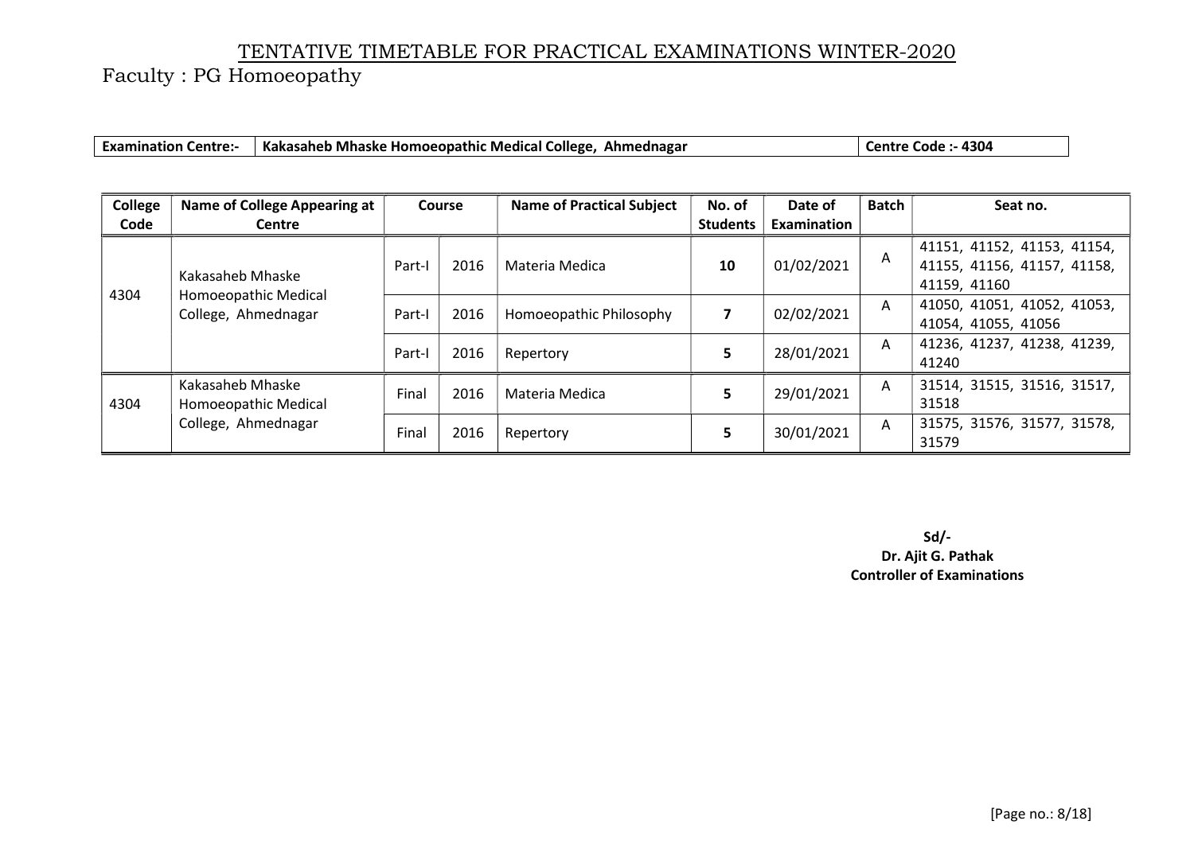# TENTATIVE TIMETABLE FOR PRACTICAL EXAMINATIONS WINTER-2020

Faculty : PG Homoeopathy

| **Examination Centre:-** | **Kakasaheb Mhaske Homoeopathic Medical College, Ahmednagar** | **Centre Code :- 4304** |
|---|---|---|

| College Code | Name of College Appearing at Centre | Course | | Name of Practical Subject | No. of Students | Date of Examination | Batch | Seat no. |
|---|---|---|---|---|---|---|---|---|
| 4304 | Kakasaheb Mhaske Homoeopathic Medical College, Ahmednagar | Part-I | 2016 | Materia Medica | **10** | 01/02/2021 | A | 41151, 41152, 41153, 41154, 41155, 41156, 41157, 41158, 41159, 41160 |
| | | Part-I | 2016 | Homoeopathic Philosophy | **7** | 02/02/2021 | A | 41050, 41051, 41052, 41053, 41054, 41055, 41056 |
| | | Part-I | 2016 | Repertory | **5** | 28/01/2021 | A | 41236, 41237, 41238, 41239, 41240 |
| 4304 | Kakasaheb Mhaske Homoeopathic Medical College, Ahmednagar | Final | 2016 | Materia Medica | **5** | 29/01/2021 | A | 31514, 31515, 31516, 31517, 31518 |
| | | Final | 2016 | Repertory | **5** | 30/01/2021 | A | 31575, 31576, 31577, 31578, 31579 |

**Sd/-**
**Dr. Ajit G. Pathak**
**Controller of Examinations**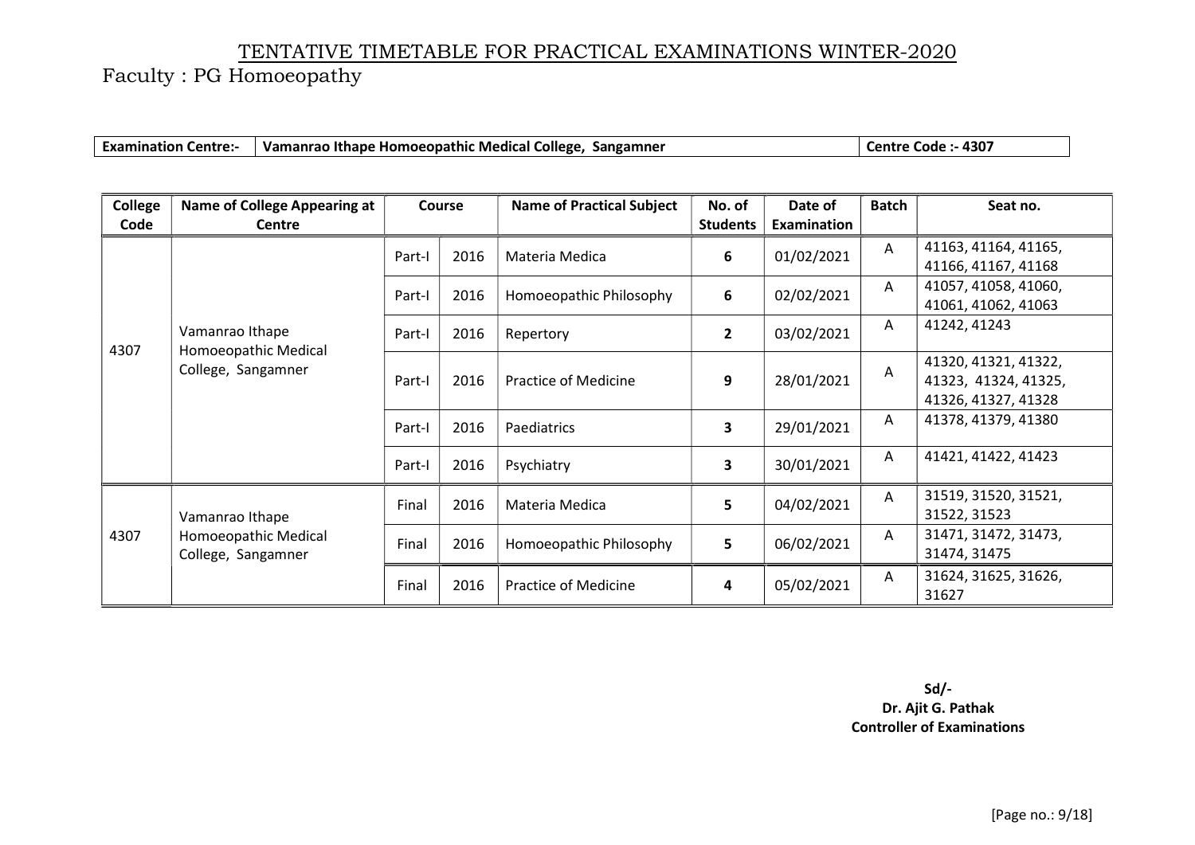# TENTATIVE TIMETABLE FOR PRACTICAL EXAMINATIONS WINTER-2020

Faculty : PG Homoeopathy

| Examination Centre:- | Vamanrao Ithape Homoeopathic Medical College, Sangamner | Centre Code :- 4307 |
|---|---|---|

| College Code | Name of College Appearing at Centre | Course | | Name of Practical Subject | No. of Students | Date of Examination | Batch | Seat no. |
|---|---|---|---|---|---|---|---|---|
| 4307 | Vamanrao Ithape Homoeopathic Medical College, Sangamner | Part-I | 2016 | Materia Medica | 6 | 01/02/2021 | A | 41163, 41164, 41165, 41166, 41167, 41168 |
| | | Part-I | 2016 | Homoeopathic Philosophy | 6 | 02/02/2021 | A | 41057, 41058, 41060, 41061, 41062, 41063 |
| | | Part-I | 2016 | Repertory | 2 | 03/02/2021 | A | 41242, 41243 |
| | | Part-I | 2016 | Practice of Medicine | 9 | 28/01/2021 | A | 41320, 41321, 41322, 41323, 41324, 41325, 41326, 41327, 41328 |
| | | Part-I | 2016 | Paediatrics | 3 | 29/01/2021 | A | 41378, 41379, 41380 |
| | | Part-I | 2016 | Psychiatry | 3 | 30/01/2021 | A | 41421, 41422, 41423 |
| 4307 | Vamanrao Ithape Homoeopathic Medical College, Sangamner | Final | 2016 | Materia Medica | 5 | 04/02/2021 | A | 31519, 31520, 31521, 31522, 31523 |
| | | Final | 2016 | Homoeopathic Philosophy | 5 | 06/02/2021 | A | 31471, 31472, 31473, 31474, 31475 |
| | | Final | 2016 | Practice of Medicine | 4 | 05/02/2021 | A | 31624, 31625, 31626, 31627 |

**Sd/-**
**Dr. Ajit G. Pathak**
**Controller of Examinations**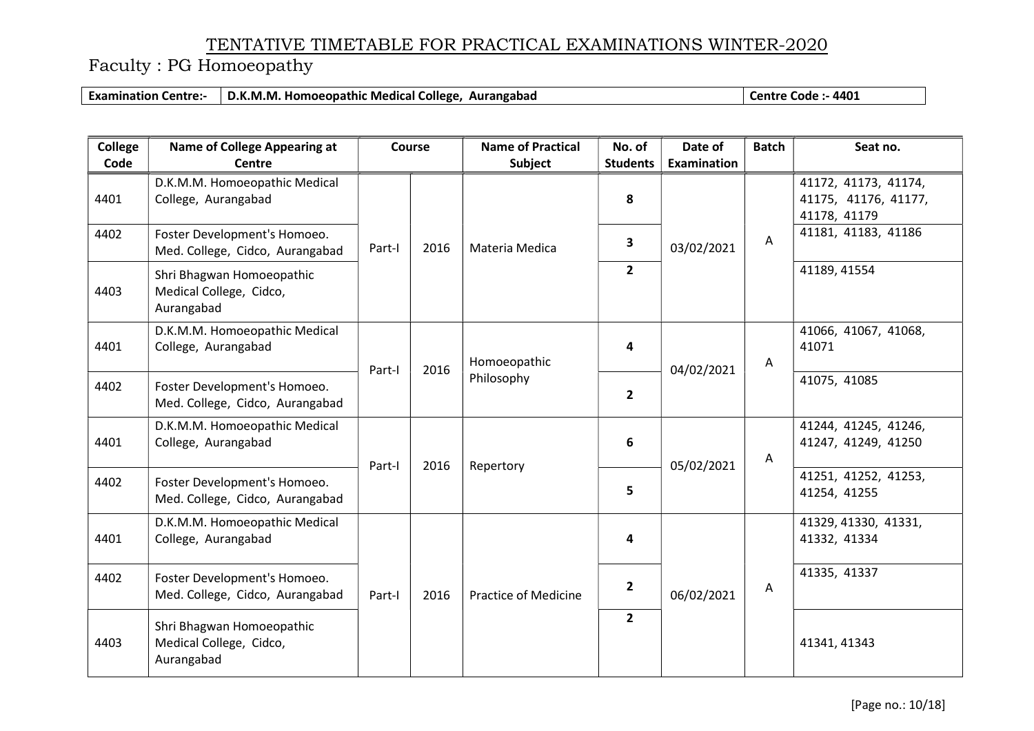# TENTATIVE TIMETABLE FOR PRACTICAL EXAMINATIONS WINTER-2020

Faculty : PG Homoeopathy

| **Examination Centre:-** | **D.K.M.M. Homoeopathic Medical College, Aurangabad** | **Centre Code :- 4401** |
|---|---|---|

| College Code | Name of College Appearing at Centre | Course | | Name of Practical Subject | No. of Students | Date of Examination | Batch | Seat no. |
|---|---|---|---|---|---|---|---|---|
| 4401 | D.K.M.M. Homoeopathic Medical College, Aurangabad | Part-I | 2016 | Materia Medica | **8** | 03/02/2021 | A | 41172, 41173, 41174, 41175, 41176, 41177, 41178, 41179 |
| 4402 | Foster Development's Homoeo. Med. College, Cidco, Aurangabad | | | | **3** | | | 41181, 41183, 41186 |
| 4403 | Shri Bhagwan Homoeopathic Medical College, Cidco, Aurangabad | | | | **2** | | | 41189, 41554 |
| 4401 | D.K.M.M. Homoeopathic Medical College, Aurangabad | Part-I | 2016 | Homoeopathic Philosophy | **4** | 04/02/2021 | A | 41066, 41067, 41068, 41071 |
| 4402 | Foster Development's Homoeo. Med. College, Cidco, Aurangabad | | | | **2** | | | 41075, 41085 |
| 4401 | D.K.M.M. Homoeopathic Medical College, Aurangabad | Part-I | 2016 | Repertory | **6** | 05/02/2021 | A | 41244, 41245, 41246, 41247, 41249, 41250 |
| 4402 | Foster Development's Homoeo. Med. College, Cidco, Aurangabad | | | | **5** | | | 41251, 41252, 41253, 41254, 41255 |
| 4401 | D.K.M.M. Homoeopathic Medical College, Aurangabad | Part-I | 2016 | Practice of Medicine | **4** | 06/02/2021 | A | 41329, 41330, 41331, 41332, 41334 |
| 4402 | Foster Development's Homoeo. Med. College, Cidco, Aurangabad | | | | **2** | | | 41335, 41337 |
| 4403 | Shri Bhagwan Homoeopathic Medical College, Cidco, Aurangabad | | | | **2** | | | 41341, 41343 |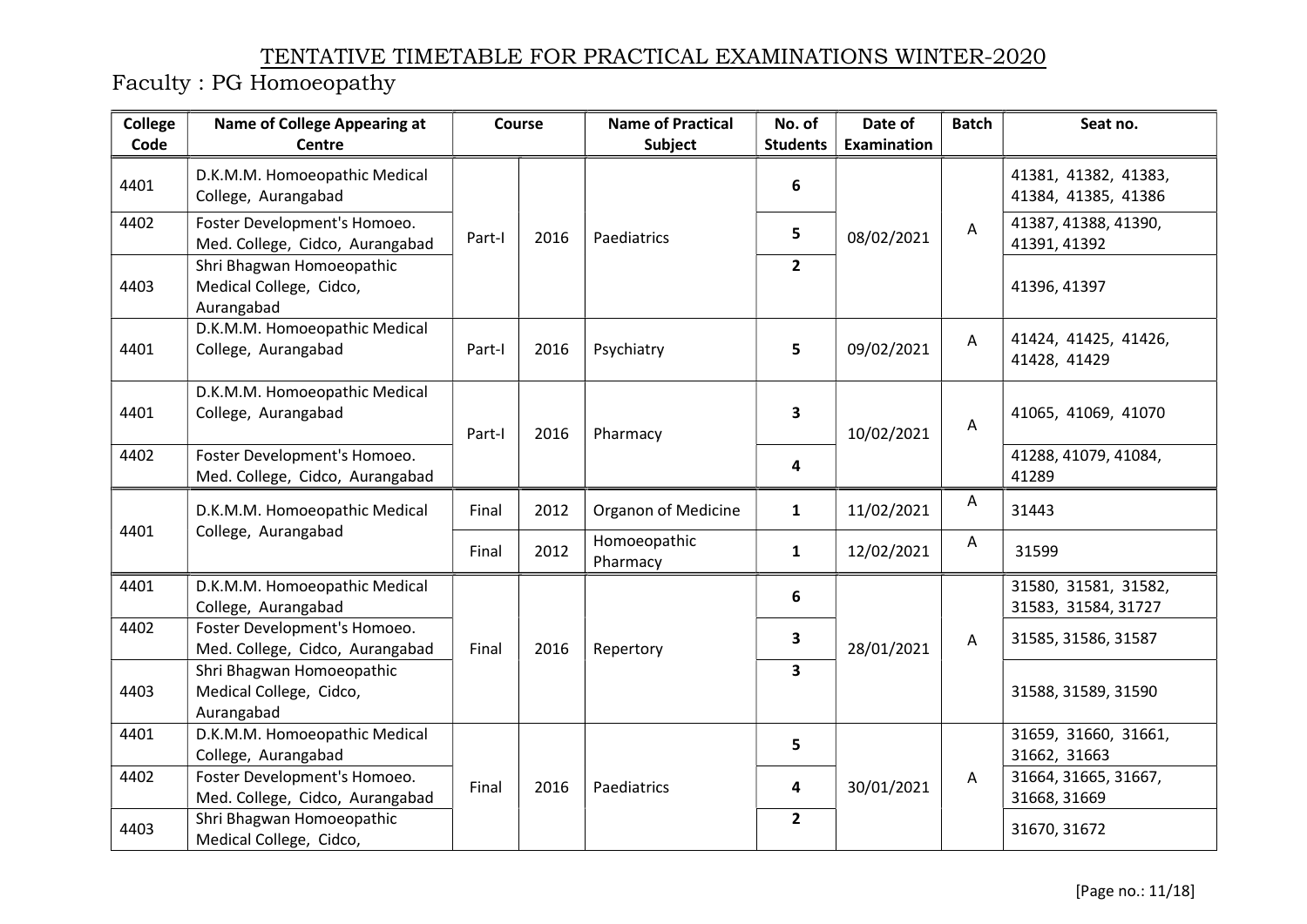# TENTATIVE TIMETABLE FOR PRACTICAL EXAMINATIONS WINTER-2020

Faculty : PG Homoeopathy

| College Code | Name of College Appearing at Centre | Course | | Name of Practical Subject | No. of Students | Date of Examination | Batch | Seat no. |
|---|---|---|---|---|---|---|---|---|
| 4401 | D.K.M.M. Homoeopathic Medical College, Aurangabad | Part-I | 2016 | Paediatrics | 6 | 08/02/2021 | A | 41381, 41382, 41383, 41384, 41385, 41386 |
| 4402 | Foster Development's Homoeo. Med. College, Cidco, Aurangabad | | | | 5 | | | 41387, 41388, 41390, 41391, 41392 |
| 4403 | Shri Bhagwan Homoeopathic Medical College, Cidco, Aurangabad | | | | 2 | | | 41396, 41397 |
| 4401 | D.K.M.M. Homoeopathic Medical College, Aurangabad | Part-I | 2016 | Psychiatry | 5 | 09/02/2021 | A | 41424, 41425, 41426, 41428, 41429 |
| 4401 | D.K.M.M. Homoeopathic Medical College, Aurangabad | Part-I | 2016 | Pharmacy | 3 | 10/02/2021 | A | 41065, 41069, 41070 |
| 4402 | Foster Development's Homoeo. Med. College, Cidco, Aurangabad | | | | 4 | | | 41288, 41079, 41084, 41289 |
| 4401 | D.K.M.M. Homoeopathic Medical College, Aurangabad | Final | 2012 | Organon of Medicine | 1 | 11/02/2021 | A | 31443 |
| | | Final | 2012 | Homoeopathic Pharmacy | 1 | 12/02/2021 | A | 31599 |
| 4401 | D.K.M.M. Homoeopathic Medical College, Aurangabad | Final | 2016 | Repertory | 6 | 28/01/2021 | A | 31580, 31581, 31582, 31583, 31584, 31727 |
| 4402 | Foster Development's Homoeo. Med. College, Cidco, Aurangabad | | | | 3 | | | 31585, 31586, 31587 |
| 4403 | Shri Bhagwan Homoeopathic Medical College, Cidco, Aurangabad | | | | 3 | | | 31588, 31589, 31590 |
| 4401 | D.K.M.M. Homoeopathic Medical College, Aurangabad | Final | 2016 | Paediatrics | 5 | 30/01/2021 | A | 31659, 31660, 31661, 31662, 31663 |
| 4402 | Foster Development's Homoeo. Med. College, Cidco, Aurangabad | | | | 4 | | | 31664, 31665, 31667, 31668, 31669 |
| 4403 | Shri Bhagwan Homoeopathic Medical College, Cidco, | | | | 2 | | | 31670, 31672 |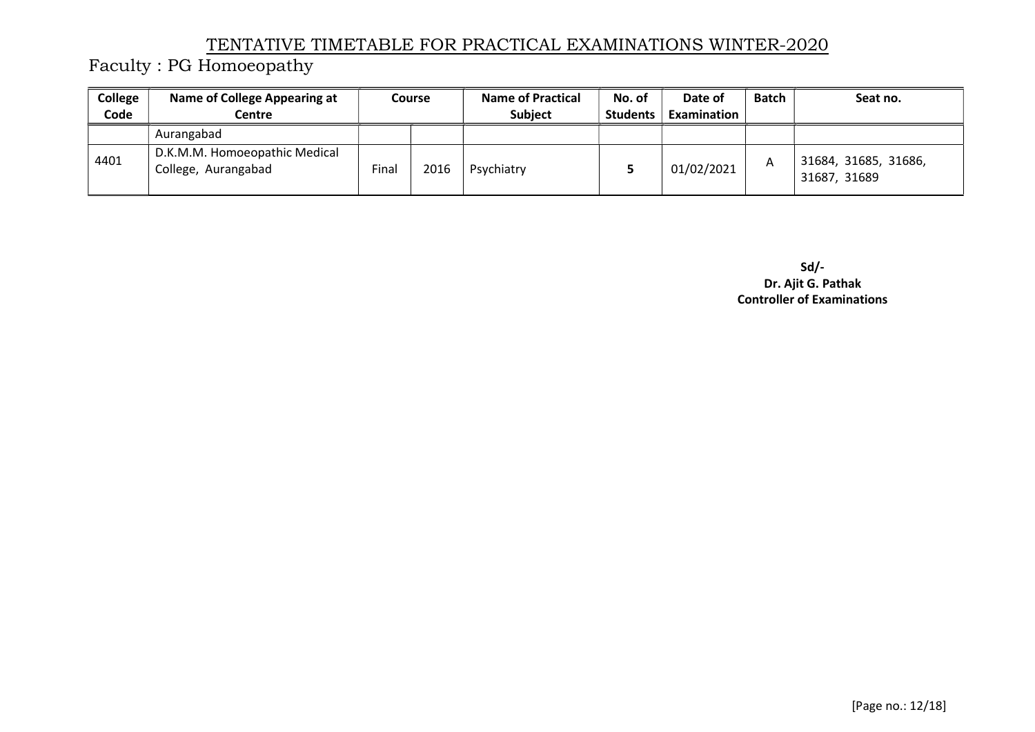# TENTATIVE TIMETABLE FOR PRACTICAL EXAMINATIONS WINTER-2020

## Faculty : PG Homoeopathy

| College Code | Name of College Appearing at Centre | Course | | Name of Practical Subject | No. of Students | Date of Examination | Batch | Seat no. |
|---|---|---|---|---|---|---|---|---|
| | Aurangabad | | | | | | | |
| 4401 | D.K.M.M. Homoeopathic Medical College, Aurangabad | Final | 2016 | Psychiatry | **5** | 01/02/2021 | A | 31684, 31685, 31686, 31687, 31689 |

**Sd/-**
**Dr. Ajit G. Pathak**
**Controller of Examinations**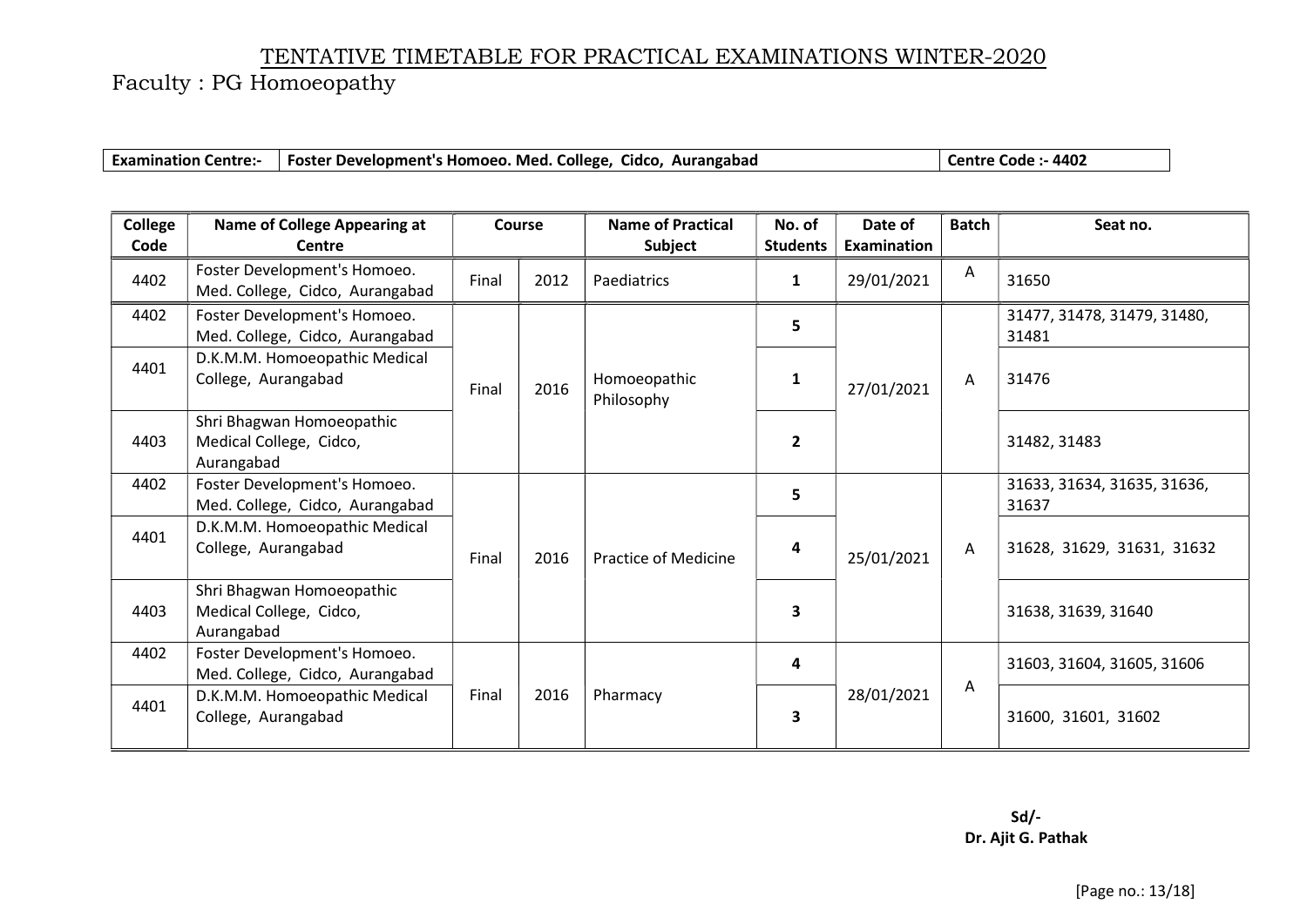# TENTATIVE TIMETABLE FOR PRACTICAL EXAMINATIONS WINTER-2020

Faculty : PG Homoeopathy

| **Examination Centre:-** | **Foster Development's Homoeo. Med. College, Cidco, Aurangabad** | **Centre Code :- 4402** |
|---|---|---|

| College Code | Name of College Appearing at Centre | Course | | Name of Practical Subject | No. of Students | Date of Examination | Batch | Seat no. |
|---|---|---|---|---|---|---|---|---|
| 4402 | Foster Development's Homoeo. Med. College, Cidco, Aurangabad | Final | 2012 | Paediatrics | 1 | 29/01/2021 | A | 31650 |
| 4402 | Foster Development's Homoeo. Med. College, Cidco, Aurangabad | Final | 2016 | Homoeopathic Philosophy | 5 | 27/01/2021 | A | 31477, 31478, 31479, 31480, 31481 |
| 4401 | D.K.M.M. Homoeopathic Medical College, Aurangabad | | | | 1 | | | 31476 |
| 4403 | Shri Bhagwan Homoeopathic Medical College, Cidco, Aurangabad | | | | 2 | | | 31482, 31483 |
| 4402 | Foster Development's Homoeo. Med. College, Cidco, Aurangabad | Final | 2016 | Practice of Medicine | 5 | 25/01/2021 | A | 31633, 31634, 31635, 31636, 31637 |
| 4401 | D.K.M.M. Homoeopathic Medical College, Aurangabad | | | | 4 | | | 31628, 31629, 31631, 31632 |
| 4403 | Shri Bhagwan Homoeopathic Medical College, Cidco, Aurangabad | | | | 3 | | | 31638, 31639, 31640 |
| 4402 | Foster Development's Homoeo. Med. College, Cidco, Aurangabad | Final | 2016 | Pharmacy | 4 | 28/01/2021 | A | 31603, 31604, 31605, 31606 |
| 4401 | D.K.M.M. Homoeopathic Medical College, Aurangabad | | | | 3 | | | 31600, 31601, 31602 |

**Sd/-**
**Dr. Ajit G. Pathak**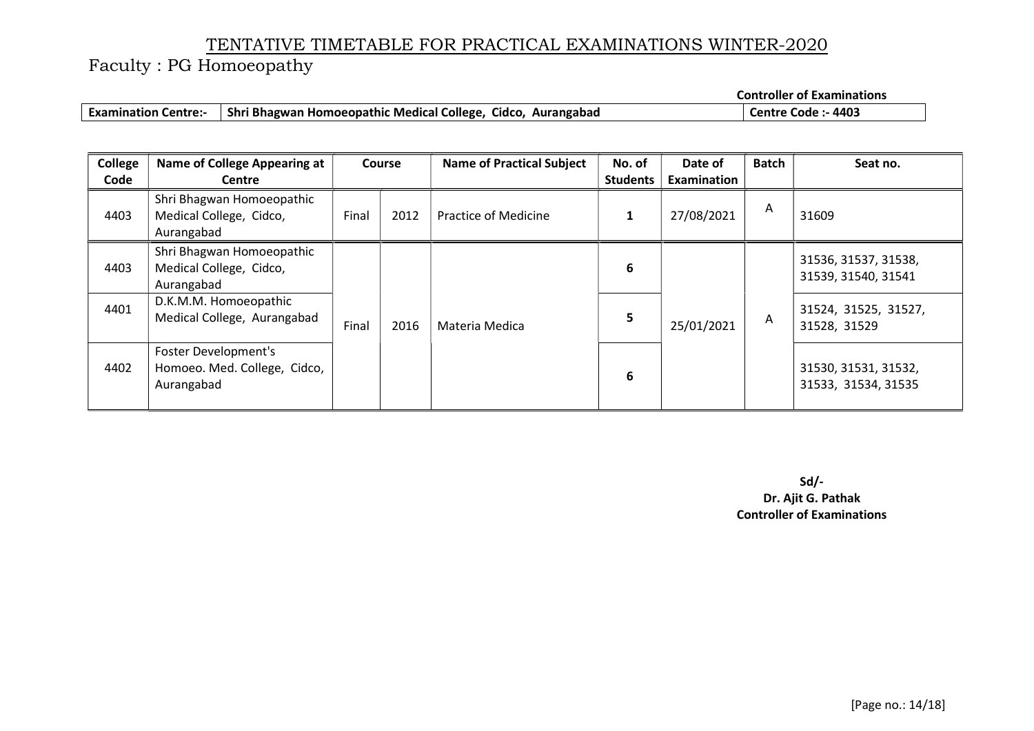# TENTATIVE TIMETABLE FOR PRACTICAL EXAMINATIONS WINTER-2020

Faculty : PG Homoeopathy

**Controller of Examinations**

| **Examination Centre:-** | **Shri Bhagwan Homoeopathic Medical College, Cidco, Aurangabad** | **Centre Code :- 4403** |
|---|---|---|

| College Code | Name of College Appearing at Centre | Course | | Name of Practical Subject | No. of Students | Date of Examination | Batch | Seat no. |
|---|---|---|---|---|---|---|---|---|
| 4403 | Shri Bhagwan Homoeopathic Medical College, Cidco, Aurangabad | Final | 2012 | Practice of Medicine | **1** | 27/08/2021 | A | 31609 |
| 4403 | Shri Bhagwan Homoeopathic Medical College, Cidco, Aurangabad | Final | 2016 | Materia Medica | **6** | 25/01/2021 | A | 31536, 31537, 31538, 31539, 31540, 31541 |
| 4401 | D.K.M.M. Homoeopathic Medical College, Aurangabad | | | | **5** | | | 31524, 31525, 31527, 31528, 31529 |
| 4402 | Foster Development's Homoeo. Med. College, Cidco, Aurangabad | | | | **6** | | | 31530, 31531, 31532, 31533, 31534, 31535 |

**Sd/-**
**Dr. Ajit G. Pathak**
**Controller of Examinations**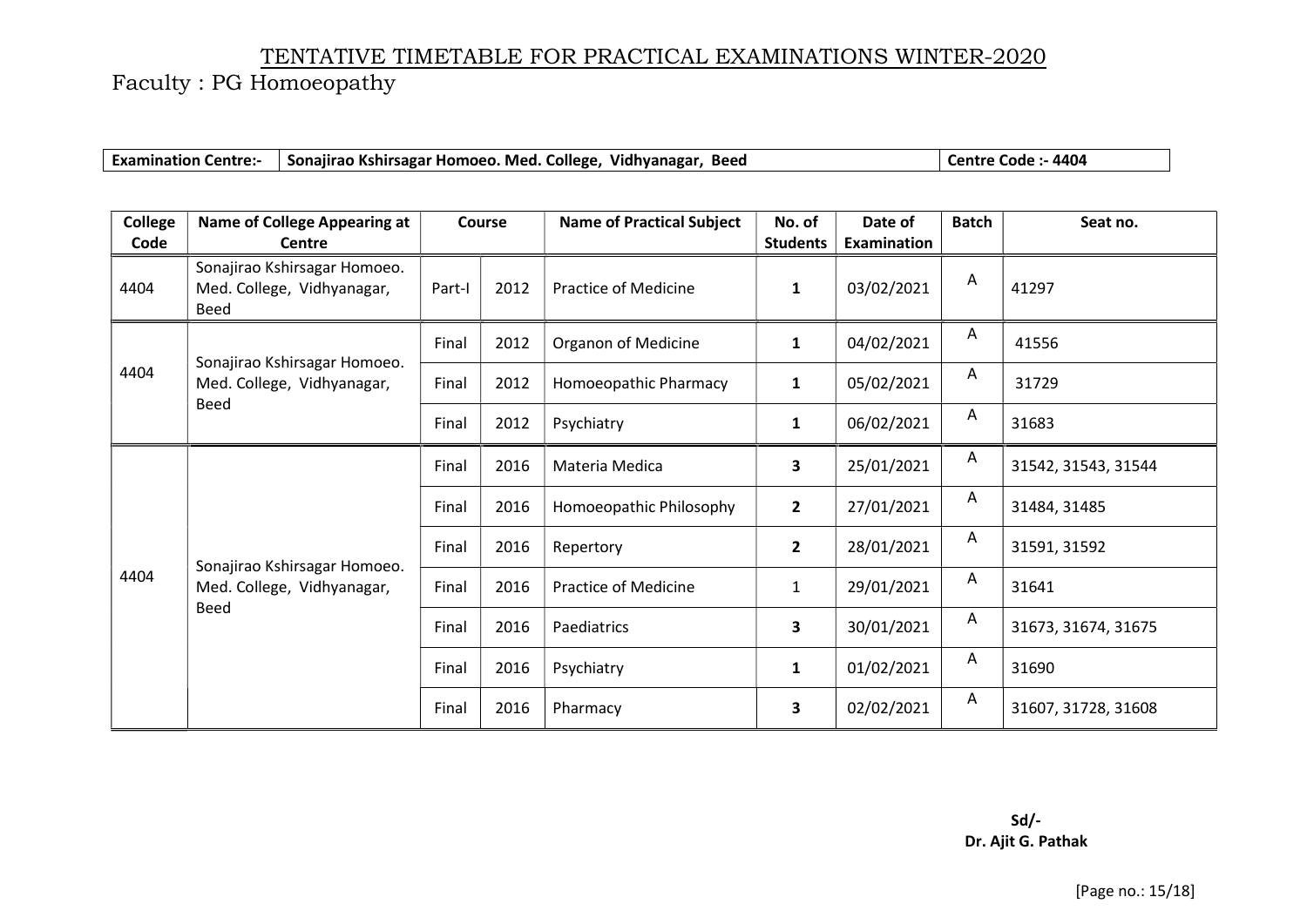# TENTATIVE TIMETABLE FOR PRACTICAL EXAMINATIONS WINTER-2020

Faculty : PG Homoeopathy

| **Examination Centre:-** | **Sonajirao Kshirsagar Homoeo. Med. College, Vidhyanagar, Beed** | **Centre Code :- 4404** |
|---|---|---|

| College Code | Name of College Appearing at Centre | Course | | Name of Practical Subject | No. of Students | Date of Examination | Batch | Seat no. |
|---|---|---|---|---|---|---|---|---|
| 4404 | Sonajirao Kshirsagar Homoeo. Med. College, Vidhyanagar, Beed | Part-I | 2012 | Practice of Medicine | **1** | 03/02/2021 | A | 41297 |
| 4404 | Sonajirao Kshirsagar Homoeo. Med. College, Vidhyanagar, Beed | Final | 2012 | Organon of Medicine | **1** | 04/02/2021 | A | 41556 |
| | | Final | 2012 | Homoeopathic Pharmacy | **1** | 05/02/2021 | A | 31729 |
| | | Final | 2012 | Psychiatry | **1** | 06/02/2021 | A | 31683 |
| 4404 | Sonajirao Kshirsagar Homoeo. Med. College, Vidhyanagar, Beed | Final | 2016 | Materia Medica | **3** | 25/01/2021 | A | 31542, 31543, 31544 |
| | | Final | 2016 | Homoeopathic Philosophy | **2** | 27/01/2021 | A | 31484, 31485 |
| | | Final | 2016 | Repertory | **2** | 28/01/2021 | A | 31591, 31592 |
| | | Final | 2016 | Practice of Medicine | 1 | 29/01/2021 | A | 31641 |
| | | Final | 2016 | Paediatrics | **3** | 30/01/2021 | A | 31673, 31674, 31675 |
| | | Final | 2016 | Psychiatry | **1** | 01/02/2021 | A | 31690 |
| | | Final | 2016 | Pharmacy | **3** | 02/02/2021 | A | 31607, 31728, 31608 |

**Sd/-**
**Dr. Ajit G. Pathak**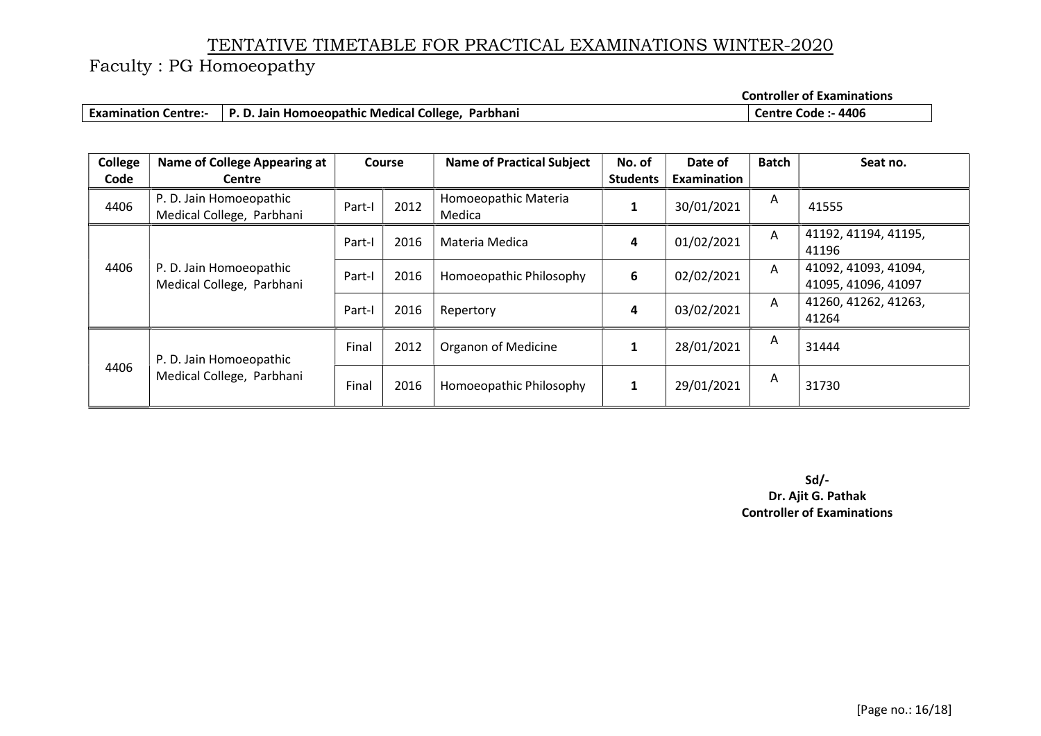# TENTATIVE TIMETABLE FOR PRACTICAL EXAMINATIONS WINTER-2020

Faculty : PG Homoeopathy

**Controller of Examinations**

| **Examination Centre:-** | **P. D. Jain Homoeopathic Medical College, Parbhani** | **Centre Code :- 4406** |
|---|---|---|

| College Code | Name of College Appearing at Centre | Course | | Name of Practical Subject | No. of Students | Date of Examination | Batch | Seat no. |
|---|---|---|---|---|---|---|---|---|
| 4406 | P. D. Jain Homoeopathic Medical College, Parbhani | Part-I | 2012 | Homoeopathic Materia Medica | **1** | 30/01/2021 | A | 41555 |
| 4406 | P. D. Jain Homoeopathic Medical College, Parbhani | Part-I | 2016 | Materia Medica | **4** | 01/02/2021 | A | 41192, 41194, 41195, 41196 |
| | | Part-I | 2016 | Homoeopathic Philosophy | **6** | 02/02/2021 | A | 41092, 41093, 41094, 41095, 41096, 41097 |
| | | Part-I | 2016 | Repertory | **4** | 03/02/2021 | A | 41260, 41262, 41263, 41264 |
| 4406 | P. D. Jain Homoeopathic Medical College, Parbhani | Final | 2012 | Organon of Medicine | **1** | 28/01/2021 | A | 31444 |
| | | Final | 2016 | Homoeopathic Philosophy | **1** | 29/01/2021 | A | 31730 |

**Sd/-**
**Dr. Ajit G. Pathak**
**Controller of Examinations**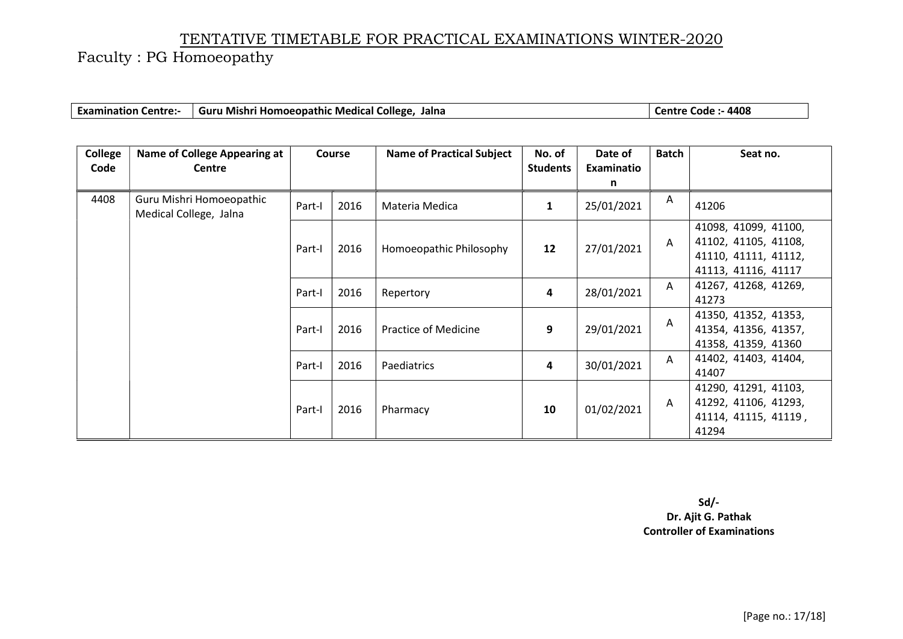# TENTATIVE TIMETABLE FOR PRACTICAL EXAMINATIONS WINTER-2020

Faculty : PG Homoeopathy

| Examination Centre:- | Guru Mishri Homoeopathic Medical College, Jalna | Centre Code :- 4408 |
|---|---|---|

| College Code | Name of College Appearing at Centre | Course | | Name of Practical Subject | No. of Students | Date of Examination | Batch | Seat no. |
|---|---|---|---|---|---|---|---|---|
| 4408 | Guru Mishri Homoeopathic Medical College, Jalna | Part-I | 2016 | Materia Medica | **1** | 25/01/2021 | A | 41206 |
| | | Part-I | 2016 | Homoeopathic Philosophy | **12** | 27/01/2021 | A | 41098, 41099, 41100, 41102, 41105, 41108, 41110, 41111, 41112, 41113, 41116, 41117 |
| | | Part-I | 2016 | Repertory | **4** | 28/01/2021 | A | 41267, 41268, 41269, 41273 |
| | | Part-I | 2016 | Practice of Medicine | **9** | 29/01/2021 | A | 41350, 41352, 41353, 41354, 41356, 41357, 41358, 41359, 41360 |
| | | Part-I | 2016 | Paediatrics | **4** | 30/01/2021 | A | 41402, 41403, 41404, 41407 |
| | | Part-I | 2016 | Pharmacy | **10** | 01/02/2021 | A | 41290, 41291, 41103, 41292, 41106, 41293, 41114, 41115, 41119 , 41294 |

**Sd/-**
**Dr. Ajit G. Pathak**
**Controller of Examinations**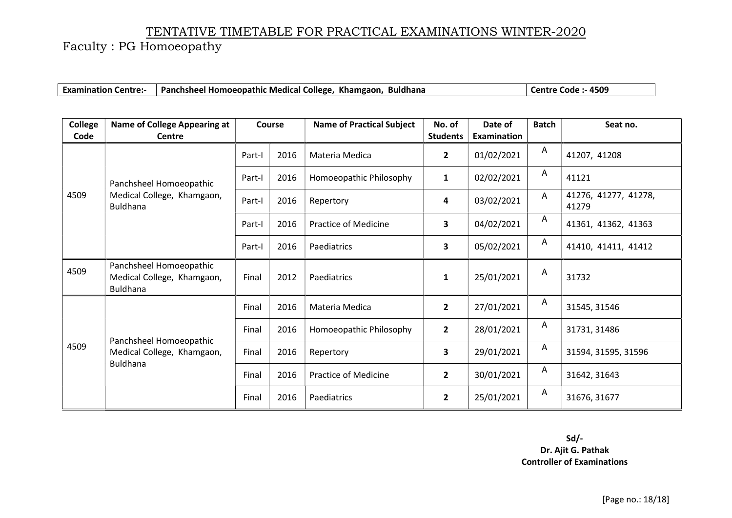# TENTATIVE TIMETABLE FOR PRACTICAL EXAMINATIONS WINTER-2020

Faculty : PG Homoeopathy

| **Examination Centre:-** | **Panchsheel Homoeopathic Medical College, Khamgaon, Buldhana** | **Centre Code :- 4509** |
|---|---|---|

| College Code | Name of College Appearing at Centre | Course | | Name of Practical Subject | No. of Students | Date of Examination | Batch | Seat no. |
|---|---|---|---|---|---|---|---|---|
| 4509 | Panchsheel Homoeopathic Medical College, Khamgaon, Buldhana | Part-I | 2016 | Materia Medica | **2** | 01/02/2021 | A | 41207, 41208 |
| | | Part-I | 2016 | Homoeopathic Philosophy | **1** | 02/02/2021 | A | 41121 |
| | | Part-I | 2016 | Repertory | **4** | 03/02/2021 | A | 41276, 41277, 41278, 41279 |
| | | Part-I | 2016 | Practice of Medicine | **3** | 04/02/2021 | A | 41361, 41362, 41363 |
| | | Part-I | 2016 | Paediatrics | **3** | 05/02/2021 | A | 41410, 41411, 41412 |
| 4509 | Panchsheel Homoeopathic Medical College, Khamgaon, Buldhana | Final | 2012 | Paediatrics | **1** | 25/01/2021 | A | 31732 |
| 4509 | Panchsheel Homoeopathic Medical College, Khamgaon, Buldhana | Final | 2016 | Materia Medica | **2** | 27/01/2021 | A | 31545, 31546 |
| | | Final | 2016 | Homoeopathic Philosophy | **2** | 28/01/2021 | A | 31731, 31486 |
| | | Final | 2016 | Repertory | **3** | 29/01/2021 | A | 31594, 31595, 31596 |
| | | Final | 2016 | Practice of Medicine | **2** | 30/01/2021 | A | 31642, 31643 |
| | | Final | 2016 | Paediatrics | **2** | 25/01/2021 | A | 31676, 31677 |

**Sd/-**
**Dr. Ajit G. Pathak**
**Controller of Examinations**